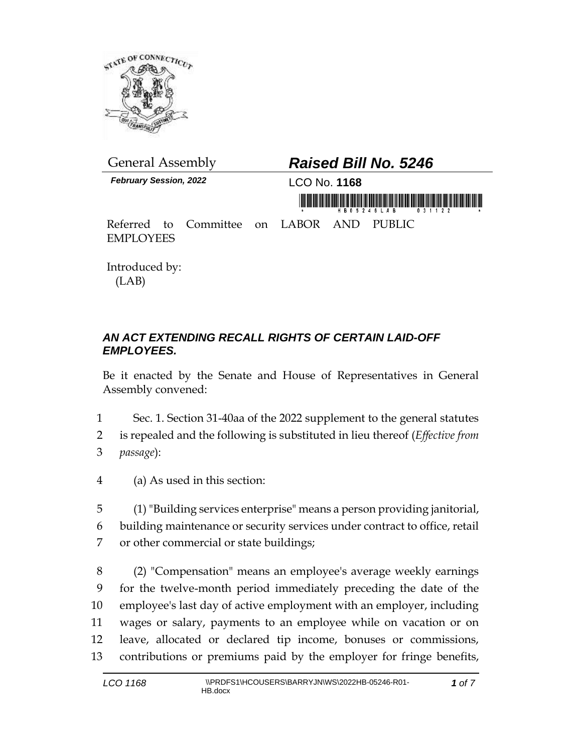General Assembly

# *Raised Bill No. 5246*

***February Session, 2022***

LCO No. **1168**

Referred to Committee on LABOR AND PUBLIC EMPLOYEES

Introduced by:
(LAB)

## *AN ACT EXTENDING RECALL RIGHTS OF CERTAIN LAID-OFF EMPLOYEES.*

Be it enacted by the Senate and House of Representatives in General Assembly convened:

1 Sec. 1. Section 31-40aa of the 2022 supplement to the general statutes
2 is repealed and the following is substituted in lieu thereof (*Effective from*
3 *passage*):

4 (a) As used in this section:

5 (1) "Building services enterprise" means a person providing janitorial,
6 building maintenance or security services under contract to office, retail
7 or other commercial or state buildings;

8 (2) "Compensation" means an employee's average weekly earnings
9 for the twelve-month period immediately preceding the date of the
10 employee's last day of active employment with an employer, including
11 wages or salary, payments to an employee while on vacation or on
12 leave, allocated or declared tip income, bonuses or commissions,
13 contributions or premiums paid by the employer for fringe benefits,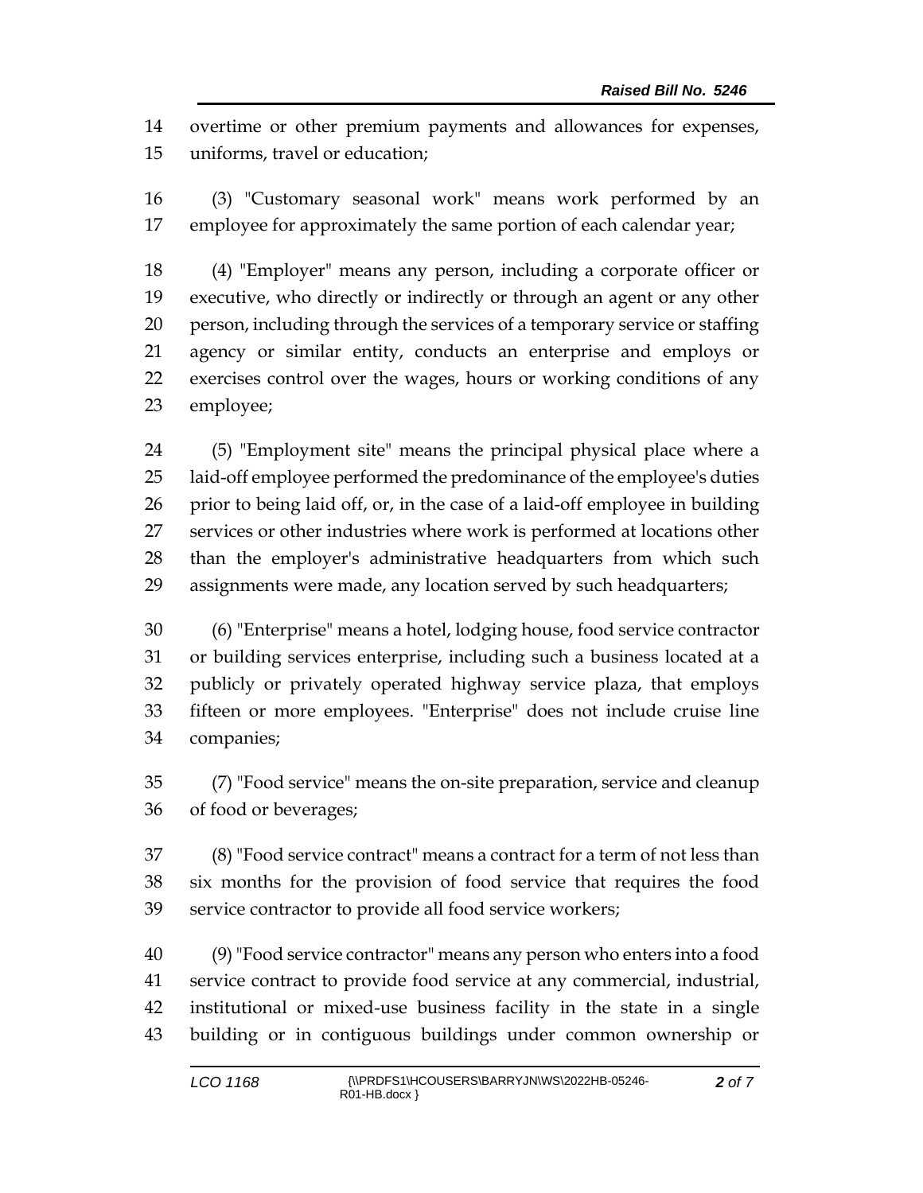overtime or other premium payments and allowances for expenses, uniforms, travel or education;

(3) "Customary seasonal work" means work performed by an employee for approximately the same portion of each calendar year;

(4) "Employer" means any person, including a corporate officer or executive, who directly or indirectly or through an agent or any other person, including through the services of a temporary service or staffing agency or similar entity, conducts an enterprise and employs or exercises control over the wages, hours or working conditions of any employee;

(5) "Employment site" means the principal physical place where a laid-off employee performed the predominance of the employee's duties prior to being laid off, or, in the case of a laid-off employee in building services or other industries where work is performed at locations other than the employer's administrative headquarters from which such assignments were made, any location served by such headquarters;

(6) "Enterprise" means a hotel, lodging house, food service contractor or building services enterprise, including such a business located at a publicly or privately operated highway service plaza, that employs fifteen or more employees. "Enterprise" does not include cruise line companies;

(7) "Food service" means the on-site preparation, service and cleanup of food or beverages;

(8) "Food service contract" means a contract for a term of not less than six months for the provision of food service that requires the food service contractor to provide all food service workers;

(9) "Food service contractor" means any person who enters into a food service contract to provide food service at any commercial, industrial, institutional or mixed-use business facility in the state in a single building or in contiguous buildings under common ownership or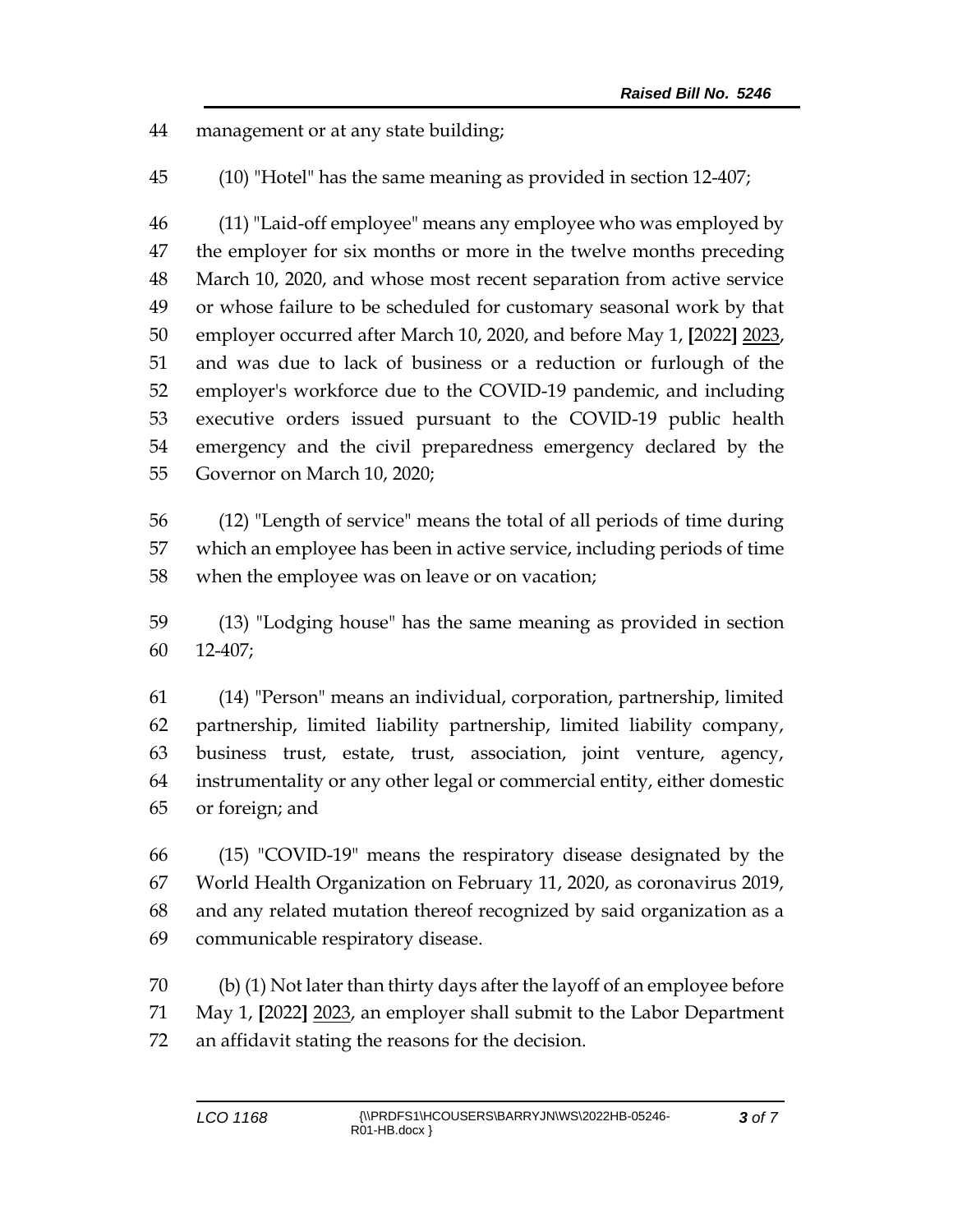management or at any state building;

(10) "Hotel" has the same meaning as provided in section 12-407;

(11) "Laid-off employee" means any employee who was employed by the employer for six months or more in the twelve months preceding March 10, 2020, and whose most recent separation from active service or whose failure to be scheduled for customary seasonal work by that employer occurred after March 10, 2020, and before May 1, [2022] <u>2023</u>, and was due to lack of business or a reduction or furlough of the employer's workforce due to the COVID-19 pandemic, and including executive orders issued pursuant to the COVID-19 public health emergency and the civil preparedness emergency declared by the Governor on March 10, 2020;

(12) "Length of service" means the total of all periods of time during which an employee has been in active service, including periods of time when the employee was on leave or on vacation;

(13) "Lodging house" has the same meaning as provided in section 12-407;

(14) "Person" means an individual, corporation, partnership, limited partnership, limited liability partnership, limited liability company, business trust, estate, trust, association, joint venture, agency, instrumentality or any other legal or commercial entity, either domestic or foreign; and

(15) "COVID-19" means the respiratory disease designated by the World Health Organization on February 11, 2020, as coronavirus 2019, and any related mutation thereof recognized by said organization as a communicable respiratory disease.

(b) (1) Not later than thirty days after the layoff of an employee before May 1, [2022] <u>2023</u>, an employer shall submit to the Labor Department an affidavit stating the reasons for the decision.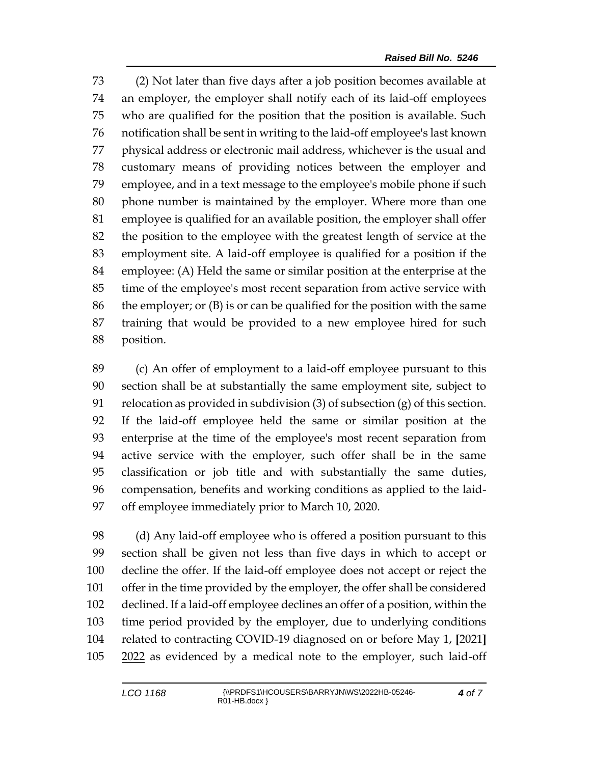(2) Not later than five days after a job position becomes available at an employer, the employer shall notify each of its laid-off employees who are qualified for the position that the position is available. Such notification shall be sent in writing to the laid-off employee's last known physical address or electronic mail address, whichever is the usual and customary means of providing notices between the employer and employee, and in a text message to the employee's mobile phone if such phone number is maintained by the employer. Where more than one employee is qualified for an available position, the employer shall offer the position to the employee with the greatest length of service at the employment site. A laid-off employee is qualified for a position if the employee: (A) Held the same or similar position at the enterprise at the time of the employee's most recent separation from active service with the employer; or (B) is or can be qualified for the position with the same training that would be provided to a new employee hired for such position.

(c) An offer of employment to a laid-off employee pursuant to this section shall be at substantially the same employment site, subject to relocation as provided in subdivision (3) of subsection (g) of this section. If the laid-off employee held the same or similar position at the enterprise at the time of the employee's most recent separation from active service with the employer, such offer shall be in the same classification or job title and with substantially the same duties, compensation, benefits and working conditions as applied to the laid-off employee immediately prior to March 10, 2020.

(d) Any laid-off employee who is offered a position pursuant to this section shall be given not less than five days in which to accept or decline the offer. If the laid-off employee does not accept or reject the offer in the time provided by the employer, the offer shall be considered declined. If a laid-off employee declines an offer of a position, within the time period provided by the employer, due to underlying conditions related to contracting COVID-19 diagnosed on or before May 1, **[**2021**]** 2022 as evidenced by a medical note to the employer, such laid-off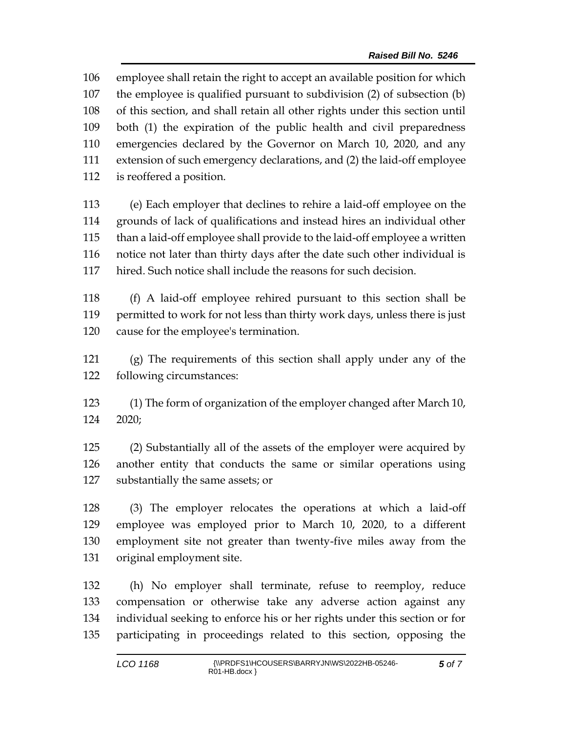employee shall retain the right to accept an available position for which the employee is qualified pursuant to subdivision (2) of subsection (b) of this section, and shall retain all other rights under this section until both (1) the expiration of the public health and civil preparedness emergencies declared by the Governor on March 10, 2020, and any extension of such emergency declarations, and (2) the laid-off employee is reoffered a position.

(e) Each employer that declines to rehire a laid-off employee on the grounds of lack of qualifications and instead hires an individual other than a laid-off employee shall provide to the laid-off employee a written notice not later than thirty days after the date such other individual is hired. Such notice shall include the reasons for such decision.

(f) A laid-off employee rehired pursuant to this section shall be permitted to work for not less than thirty work days, unless there is just cause for the employee's termination.

(g) The requirements of this section shall apply under any of the following circumstances:

(1) The form of organization of the employer changed after March 10, 2020;

(2) Substantially all of the assets of the employer were acquired by another entity that conducts the same or similar operations using substantially the same assets; or

(3) The employer relocates the operations at which a laid-off employee was employed prior to March 10, 2020, to a different employment site not greater than twenty-five miles away from the original employment site.

(h) No employer shall terminate, refuse to reemploy, reduce compensation or otherwise take any adverse action against any individual seeking to enforce his or her rights under this section or for participating in proceedings related to this section, opposing the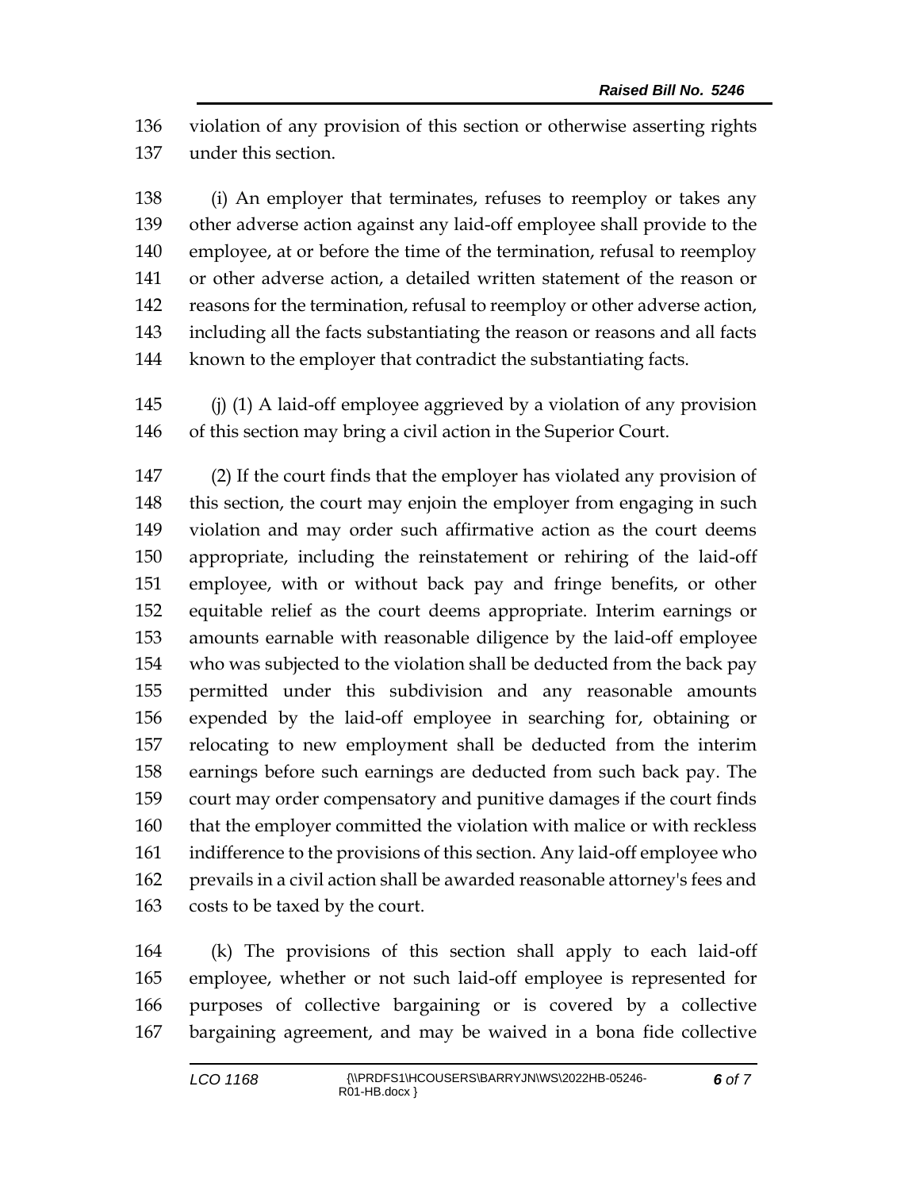violation of any provision of this section or otherwise asserting rights under this section.

(i) An employer that terminates, refuses to reemploy or takes any other adverse action against any laid-off employee shall provide to the employee, at or before the time of the termination, refusal to reemploy or other adverse action, a detailed written statement of the reason or reasons for the termination, refusal to reemploy or other adverse action, including all the facts substantiating the reason or reasons and all facts known to the employer that contradict the substantiating facts.

(j) (1) A laid-off employee aggrieved by a violation of any provision of this section may bring a civil action in the Superior Court.

(2) If the court finds that the employer has violated any provision of this section, the court may enjoin the employer from engaging in such violation and may order such affirmative action as the court deems appropriate, including the reinstatement or rehiring of the laid-off employee, with or without back pay and fringe benefits, or other equitable relief as the court deems appropriate. Interim earnings or amounts earnable with reasonable diligence by the laid-off employee who was subjected to the violation shall be deducted from the back pay permitted under this subdivision and any reasonable amounts expended by the laid-off employee in searching for, obtaining or relocating to new employment shall be deducted from the interim earnings before such earnings are deducted from such back pay. The court may order compensatory and punitive damages if the court finds that the employer committed the violation with malice or with reckless indifference to the provisions of this section. Any laid-off employee who prevails in a civil action shall be awarded reasonable attorney's fees and costs to be taxed by the court.

(k) The provisions of this section shall apply to each laid-off employee, whether or not such laid-off employee is represented for purposes of collective bargaining or is covered by a collective bargaining agreement, and may be waived in a bona fide collective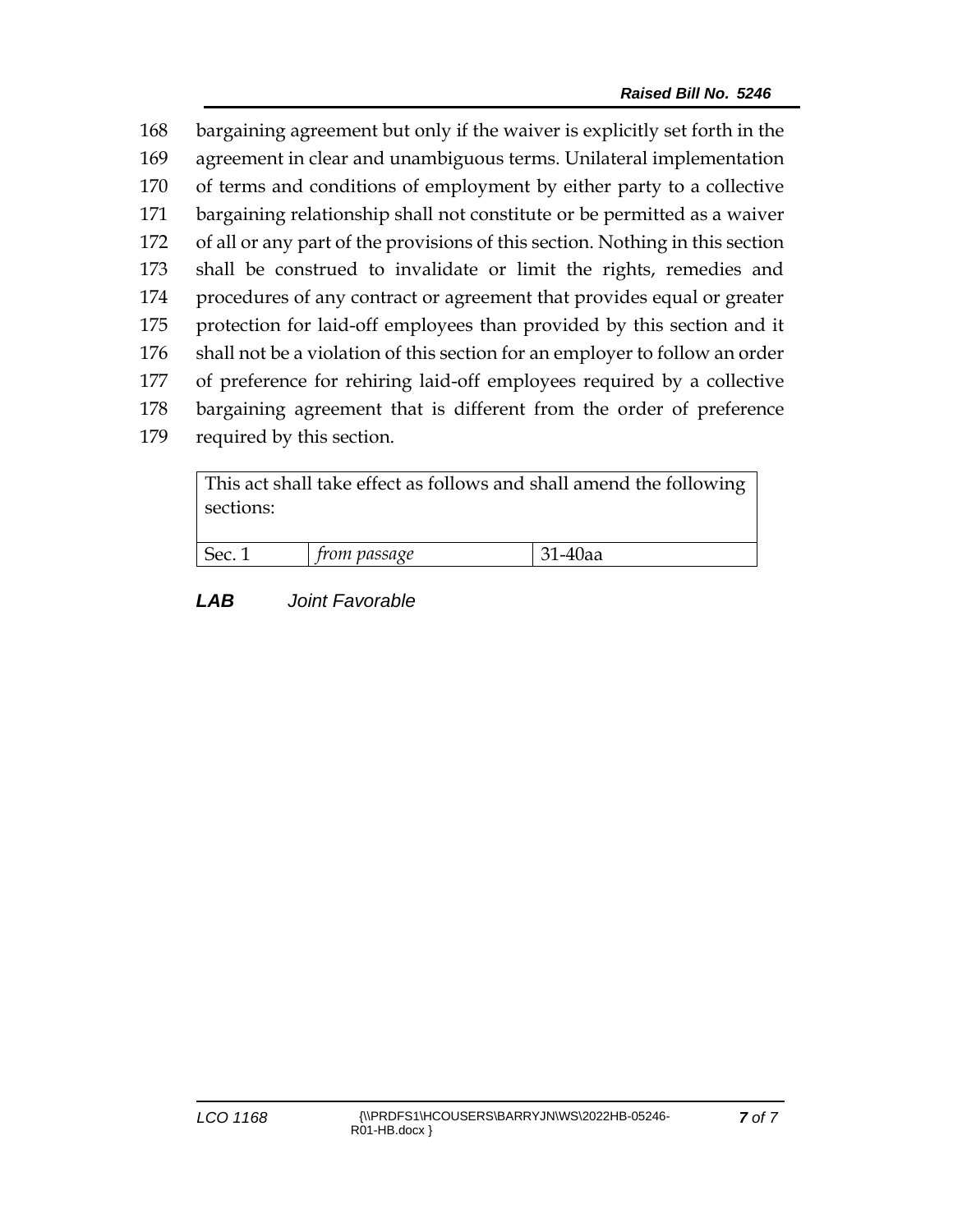168 bargaining agreement but only if the waiver is explicitly set forth in the
169 agreement in clear and unambiguous terms. Unilateral implementation
170 of terms and conditions of employment by either party to a collective
171 bargaining relationship shall not constitute or be permitted as a waiver
172 of all or any part of the provisions of this section. Nothing in this section
173 shall be construed to invalidate or limit the rights, remedies and
174 procedures of any contract or agreement that provides equal or greater
175 protection for laid-off employees than provided by this section and it
176 shall not be a violation of this section for an employer to follow an order
177 of preference for rehiring laid-off employees required by a collective
178 bargaining agreement that is different from the order of preference
179 required by this section.

| This act shall take effect as follows and shall amend the following sections: | | |
|---|---|---|
| Sec. 1 | *from passage* | 31-40aa |

***LAB*** *Joint Favorable*